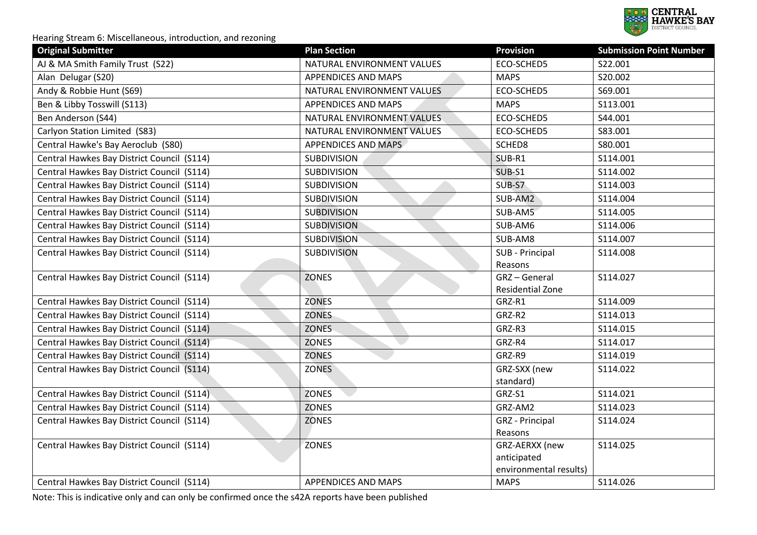Hearing Stream 6: Miscellaneous, introduction, and rezoning

| Original Submitter | Plan Section | Provision | Submission Point Number |
|---|---|---|---|
| AJ & MA Smith Family Trust (S22) | NATURAL ENVIRONMENT VALUES | ECO-SCHED5 | S22.001 |
| Alan Delugar (S20) | APPENDICES AND MAPS | MAPS | S20.002 |
| Andy & Robbie Hunt (S69) | NATURAL ENVIRONMENT VALUES | ECO-SCHED5 | S69.001 |
| Ben & Libby Tosswill (S113) | APPENDICES AND MAPS | MAPS | S113.001 |
| Ben Anderson (S44) | NATURAL ENVIRONMENT VALUES | ECO-SCHED5 | S44.001 |
| Carlyon Station Limited (S83) | NATURAL ENVIRONMENT VALUES | ECO-SCHED5 | S83.001 |
| Central Hawke's Bay Aeroclub (S80) | APPENDICES AND MAPS | SCHED8 | S80.001 |
| Central Hawkes Bay District Council (S114) | SUBDIVISION | SUB-R1 | S114.001 |
| Central Hawkes Bay District Council (S114) | SUBDIVISION | SUB-S1 | S114.002 |
| Central Hawkes Bay District Council (S114) | SUBDIVISION | SUB-S7 | S114.003 |
| Central Hawkes Bay District Council (S114) | SUBDIVISION | SUB-AM2 | S114.004 |
| Central Hawkes Bay District Council (S114) | SUBDIVISION | SUB-AM5 | S114.005 |
| Central Hawkes Bay District Council (S114) | SUBDIVISION | SUB-AM6 | S114.006 |
| Central Hawkes Bay District Council (S114) | SUBDIVISION | SUB-AM8 | S114.007 |
| Central Hawkes Bay District Council (S114) | SUBDIVISION | SUB - Principal Reasons | S114.008 |
| Central Hawkes Bay District Council (S114) | ZONES | GRZ – General Residential Zone | S114.027 |
| Central Hawkes Bay District Council (S114) | ZONES | GRZ-R1 | S114.009 |
| Central Hawkes Bay District Council (S114) | ZONES | GRZ-R2 | S114.013 |
| Central Hawkes Bay District Council (S114) | ZONES | GRZ-R3 | S114.015 |
| Central Hawkes Bay District Council (S114) | ZONES | GRZ-R4 | S114.017 |
| Central Hawkes Bay District Council (S114) | ZONES | GRZ-R9 | S114.019 |
| Central Hawkes Bay District Council (S114) | ZONES | GRZ-SXX (new standard) | S114.022 |
| Central Hawkes Bay District Council (S114) | ZONES | GRZ-S1 | S114.021 |
| Central Hawkes Bay District Council (S114) | ZONES | GRZ-AM2 | S114.023 |
| Central Hawkes Bay District Council (S114) | ZONES | GRZ - Principal Reasons | S114.024 |
| Central Hawkes Bay District Council (S114) | ZONES | GRZ-AERXX (new anticipated environmental results) | S114.025 |
| Central Hawkes Bay District Council (S114) | APPENDICES AND MAPS | MAPS | S114.026 |

Note: This is indicative only and can only be confirmed once the s42A reports have been published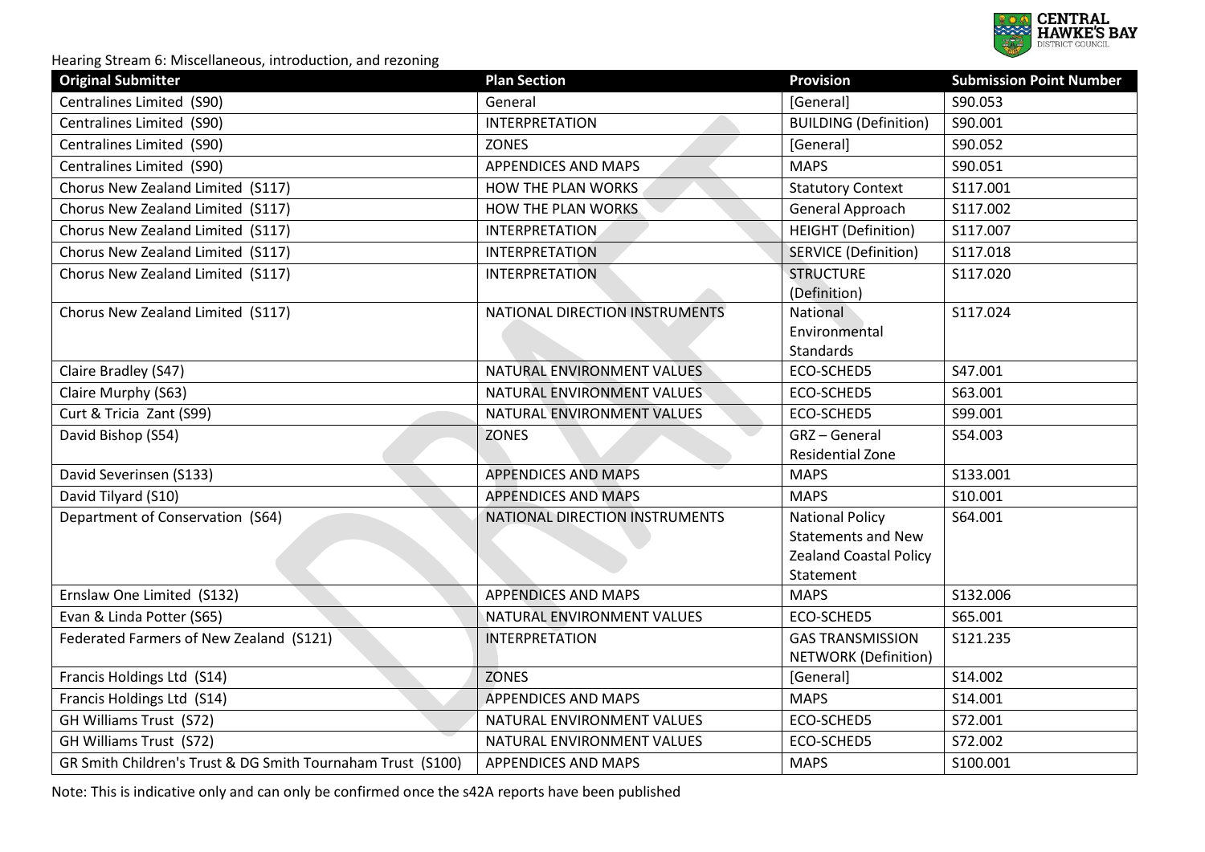Hearing Stream 6: Miscellaneous, introduction, and rezoning

| Original Submitter | Plan Section | Provision | Submission Point Number |
|---|---|---|---|
| Centralines Limited (S90) | General | [General] | S90.053 |
| Centralines Limited (S90) | INTERPRETATION | BUILDING (Definition) | S90.001 |
| Centralines Limited (S90) | ZONES | [General] | S90.052 |
| Centralines Limited (S90) | APPENDICES AND MAPS | MAPS | S90.051 |
| Chorus New Zealand Limited (S117) | HOW THE PLAN WORKS | Statutory Context | S117.001 |
| Chorus New Zealand Limited (S117) | HOW THE PLAN WORKS | General Approach | S117.002 |
| Chorus New Zealand Limited (S117) | INTERPRETATION | HEIGHT (Definition) | S117.007 |
| Chorus New Zealand Limited (S117) | INTERPRETATION | SERVICE (Definition) | S117.018 |
| Chorus New Zealand Limited (S117) | INTERPRETATION | STRUCTURE (Definition) | S117.020 |
| Chorus New Zealand Limited (S117) | NATIONAL DIRECTION INSTRUMENTS | National Environmental Standards | S117.024 |
| Claire Bradley (S47) | NATURAL ENVIRONMENT VALUES | ECO-SCHED5 | S47.001 |
| Claire Murphy (S63) | NATURAL ENVIRONMENT VALUES | ECO-SCHED5 | S63.001 |
| Curt & Tricia Zant (S99) | NATURAL ENVIRONMENT VALUES | ECO-SCHED5 | S99.001 |
| David Bishop (S54) | ZONES | GRZ – General Residential Zone | S54.003 |
| David Severinsen (S133) | APPENDICES AND MAPS | MAPS | S133.001 |
| David Tilyard (S10) | APPENDICES AND MAPS | MAPS | S10.001 |
| Department of Conservation (S64) | NATIONAL DIRECTION INSTRUMENTS | National Policy Statements and New Zealand Coastal Policy Statement | S64.001 |
| Ernslaw One Limited (S132) | APPENDICES AND MAPS | MAPS | S132.006 |
| Evan & Linda Potter (S65) | NATURAL ENVIRONMENT VALUES | ECO-SCHED5 | S65.001 |
| Federated Farmers of New Zealand (S121) | INTERPRETATION | GAS TRANSMISSION NETWORK (Definition) | S121.235 |
| Francis Holdings Ltd (S14) | ZONES | [General] | S14.002 |
| Francis Holdings Ltd (S14) | APPENDICES AND MAPS | MAPS | S14.001 |
| GH Williams Trust (S72) | NATURAL ENVIRONMENT VALUES | ECO-SCHED5 | S72.001 |
| GH Williams Trust (S72) | NATURAL ENVIRONMENT VALUES | ECO-SCHED5 | S72.002 |
| GR Smith Children's Trust & DG Smith Tournaham Trust (S100) | APPENDICES AND MAPS | MAPS | S100.001 |

Note: This is indicative only and can only be confirmed once the s42A reports have been published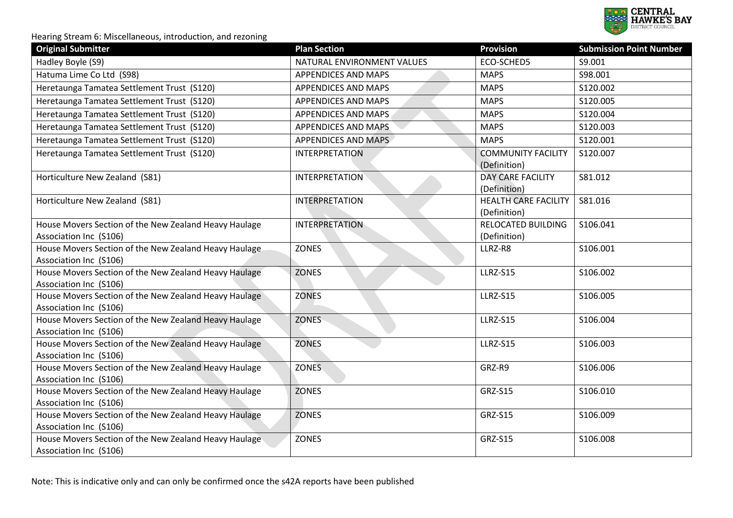Hearing Stream 6: Miscellaneous, introduction, and rezoning

| Original Submitter | Plan Section | Provision | Submission Point Number |
|---|---|---|---|
| Hadley Boyle (S9) | NATURAL ENVIRONMENT VALUES | ECO-SCHED5 | S9.001 |
| Hatuma Lime Co Ltd (S98) | APPENDICES AND MAPS | MAPS | S98.001 |
| Heretaunga Tamatea Settlement Trust (S120) | APPENDICES AND MAPS | MAPS | S120.002 |
| Heretaunga Tamatea Settlement Trust (S120) | APPENDICES AND MAPS | MAPS | S120.005 |
| Heretaunga Tamatea Settlement Trust (S120) | APPENDICES AND MAPS | MAPS | S120.004 |
| Heretaunga Tamatea Settlement Trust (S120) | APPENDICES AND MAPS | MAPS | S120.003 |
| Heretaunga Tamatea Settlement Trust (S120) | APPENDICES AND MAPS | MAPS | S120.001 |
| Heretaunga Tamatea Settlement Trust (S120) | INTERPRETATION | COMMUNITY FACILITY (Definition) | S120.007 |
| Horticulture New Zealand (S81) | INTERPRETATION | DAY CARE FACILITY (Definition) | S81.012 |
| Horticulture New Zealand (S81) | INTERPRETATION | HEALTH CARE FACILITY (Definition) | S81.016 |
| House Movers Section of the New Zealand Heavy Haulage Association Inc (S106) | INTERPRETATION | RELOCATED BUILDING (Definition) | S106.041 |
| House Movers Section of the New Zealand Heavy Haulage Association Inc (S106) | ZONES | LLRZ-R8 | S106.001 |
| House Movers Section of the New Zealand Heavy Haulage Association Inc (S106) | ZONES | LLRZ-S15 | S106.002 |
| House Movers Section of the New Zealand Heavy Haulage Association Inc (S106) | ZONES | LLRZ-S15 | S106.005 |
| House Movers Section of the New Zealand Heavy Haulage Association Inc (S106) | ZONES | LLRZ-S15 | S106.004 |
| House Movers Section of the New Zealand Heavy Haulage Association Inc (S106) | ZONES | LLRZ-S15 | S106.003 |
| House Movers Section of the New Zealand Heavy Haulage Association Inc (S106) | ZONES | GRZ-R9 | S106.006 |
| House Movers Section of the New Zealand Heavy Haulage Association Inc (S106) | ZONES | GRZ-S15 | S106.010 |
| House Movers Section of the New Zealand Heavy Haulage Association Inc (S106) | ZONES | GRZ-S15 | S106.009 |
| House Movers Section of the New Zealand Heavy Haulage Association Inc (S106) | ZONES | GRZ-S15 | S106.008 |

Note: This is indicative only and can only be confirmed once the s42A reports have been published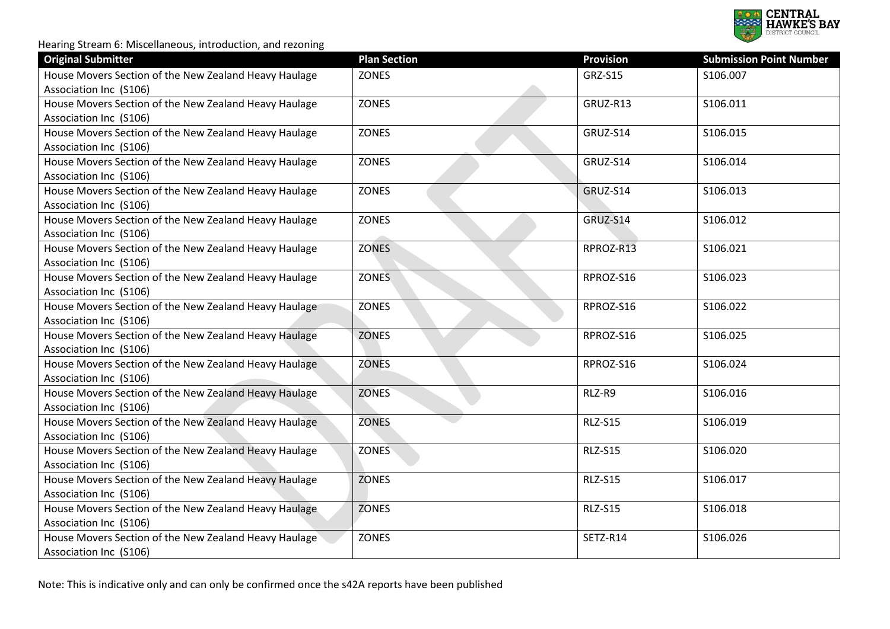Hearing Stream 6: Miscellaneous, introduction, and rezoning

| Original Submitter | Plan Section | Provision | Submission Point Number |
|---|---|---|---|
| House Movers Section of the New Zealand Heavy Haulage Association Inc (S106) | ZONES | GRZ-S15 | S106.007 |
| House Movers Section of the New Zealand Heavy Haulage Association Inc (S106) | ZONES | GRUZ-R13 | S106.011 |
| House Movers Section of the New Zealand Heavy Haulage Association Inc (S106) | ZONES | GRUZ-S14 | S106.015 |
| House Movers Section of the New Zealand Heavy Haulage Association Inc (S106) | ZONES | GRUZ-S14 | S106.014 |
| House Movers Section of the New Zealand Heavy Haulage Association Inc (S106) | ZONES | GRUZ-S14 | S106.013 |
| House Movers Section of the New Zealand Heavy Haulage Association Inc (S106) | ZONES | GRUZ-S14 | S106.012 |
| House Movers Section of the New Zealand Heavy Haulage Association Inc (S106) | ZONES | RPROZ-R13 | S106.021 |
| House Movers Section of the New Zealand Heavy Haulage Association Inc (S106) | ZONES | RPROZ-S16 | S106.023 |
| House Movers Section of the New Zealand Heavy Haulage Association Inc (S106) | ZONES | RPROZ-S16 | S106.022 |
| House Movers Section of the New Zealand Heavy Haulage Association Inc (S106) | ZONES | RPROZ-S16 | S106.025 |
| House Movers Section of the New Zealand Heavy Haulage Association Inc (S106) | ZONES | RPROZ-S16 | S106.024 |
| House Movers Section of the New Zealand Heavy Haulage Association Inc (S106) | ZONES | RLZ-R9 | S106.016 |
| House Movers Section of the New Zealand Heavy Haulage Association Inc (S106) | ZONES | RLZ-S15 | S106.019 |
| House Movers Section of the New Zealand Heavy Haulage Association Inc (S106) | ZONES | RLZ-S15 | S106.020 |
| House Movers Section of the New Zealand Heavy Haulage Association Inc (S106) | ZONES | RLZ-S15 | S106.017 |
| House Movers Section of the New Zealand Heavy Haulage Association Inc (S106) | ZONES | RLZ-S15 | S106.018 |
| House Movers Section of the New Zealand Heavy Haulage Association Inc (S106) | ZONES | SETZ-R14 | S106.026 |

Note: This is indicative only and can only be confirmed once the s42A reports have been published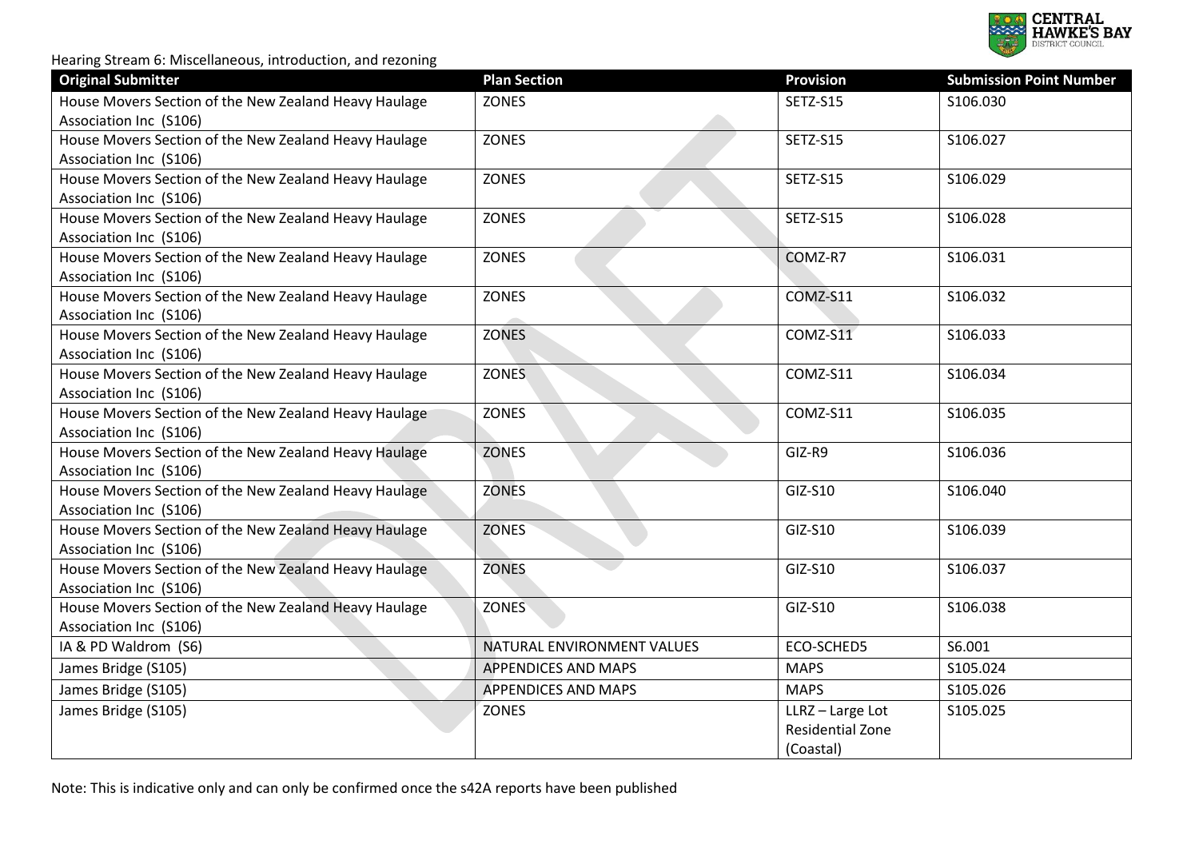Hearing Stream 6: Miscellaneous, introduction, and rezoning

| Original Submitter | Plan Section | Provision | Submission Point Number |
|---|---|---|---|
| House Movers Section of the New Zealand Heavy Haulage Association Inc (S106) | ZONES | SETZ-S15 | S106.030 |
| House Movers Section of the New Zealand Heavy Haulage Association Inc (S106) | ZONES | SETZ-S15 | S106.027 |
| House Movers Section of the New Zealand Heavy Haulage Association Inc (S106) | ZONES | SETZ-S15 | S106.029 |
| House Movers Section of the New Zealand Heavy Haulage Association Inc (S106) | ZONES | SETZ-S15 | S106.028 |
| House Movers Section of the New Zealand Heavy Haulage Association Inc (S106) | ZONES | COMZ-R7 | S106.031 |
| House Movers Section of the New Zealand Heavy Haulage Association Inc (S106) | ZONES | COMZ-S11 | S106.032 |
| House Movers Section of the New Zealand Heavy Haulage Association Inc (S106) | ZONES | COMZ-S11 | S106.033 |
| House Movers Section of the New Zealand Heavy Haulage Association Inc (S106) | ZONES | COMZ-S11 | S106.034 |
| House Movers Section of the New Zealand Heavy Haulage Association Inc (S106) | ZONES | COMZ-S11 | S106.035 |
| House Movers Section of the New Zealand Heavy Haulage Association Inc (S106) | ZONES | GIZ-R9 | S106.036 |
| House Movers Section of the New Zealand Heavy Haulage Association Inc (S106) | ZONES | GIZ-S10 | S106.040 |
| House Movers Section of the New Zealand Heavy Haulage Association Inc (S106) | ZONES | GIZ-S10 | S106.039 |
| House Movers Section of the New Zealand Heavy Haulage Association Inc (S106) | ZONES | GIZ-S10 | S106.037 |
| House Movers Section of the New Zealand Heavy Haulage Association Inc (S106) | ZONES | GIZ-S10 | S106.038 |
| IA & PD Waldrom (S6) | NATURAL ENVIRONMENT VALUES | ECO-SCHED5 | S6.001 |
| James Bridge (S105) | APPENDICES AND MAPS | MAPS | S105.024 |
| James Bridge (S105) | APPENDICES AND MAPS | MAPS | S105.026 |
| James Bridge (S105) | ZONES | LLRZ – Large Lot Residential Zone (Coastal) | S105.025 |

Note: This is indicative only and can only be confirmed once the s42A reports have been published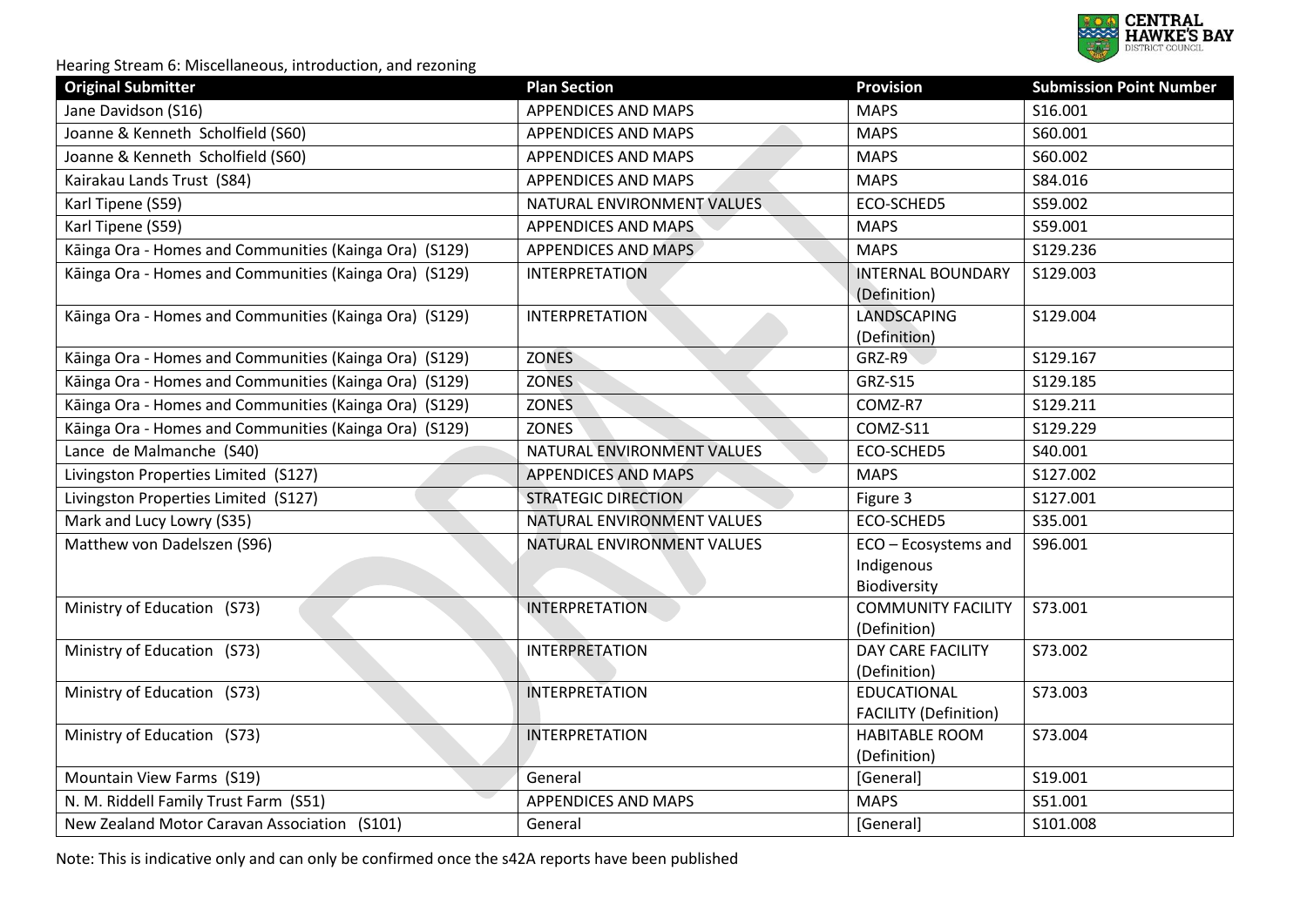Hearing Stream 6: Miscellaneous, introduction, and rezoning

| Original Submitter | Plan Section | Provision | Submission Point Number |
|---|---|---|---|
| Jane Davidson (S16) | APPENDICES AND MAPS | MAPS | S16.001 |
| Joanne & Kenneth Scholfield (S60) | APPENDICES AND MAPS | MAPS | S60.001 |
| Joanne & Kenneth Scholfield (S60) | APPENDICES AND MAPS | MAPS | S60.002 |
| Kairakau Lands Trust (S84) | APPENDICES AND MAPS | MAPS | S84.016 |
| Karl Tipene (S59) | NATURAL ENVIRONMENT VALUES | ECO-SCHED5 | S59.002 |
| Karl Tipene (S59) | APPENDICES AND MAPS | MAPS | S59.001 |
| Kāinga Ora - Homes and Communities (Kainga Ora) (S129) | APPENDICES AND MAPS | MAPS | S129.236 |
| Kāinga Ora - Homes and Communities (Kainga Ora) (S129) | INTERPRETATION | INTERNAL BOUNDARY (Definition) | S129.003 |
| Kāinga Ora - Homes and Communities (Kainga Ora) (S129) | INTERPRETATION | LANDSCAPING (Definition) | S129.004 |
| Kāinga Ora - Homes and Communities (Kainga Ora) (S129) | ZONES | GRZ-R9 | S129.167 |
| Kāinga Ora - Homes and Communities (Kainga Ora) (S129) | ZONES | GRZ-S15 | S129.185 |
| Kāinga Ora - Homes and Communities (Kainga Ora) (S129) | ZONES | COMZ-R7 | S129.211 |
| Kāinga Ora - Homes and Communities (Kainga Ora) (S129) | ZONES | COMZ-S11 | S129.229 |
| Lance de Malmanche (S40) | NATURAL ENVIRONMENT VALUES | ECO-SCHED5 | S40.001 |
| Livingston Properties Limited (S127) | APPENDICES AND MAPS | MAPS | S127.002 |
| Livingston Properties Limited (S127) | STRATEGIC DIRECTION | Figure 3 | S127.001 |
| Mark and Lucy Lowry (S35) | NATURAL ENVIRONMENT VALUES | ECO-SCHED5 | S35.001 |
| Matthew von Dadelszen (S96) | NATURAL ENVIRONMENT VALUES | ECO – Ecosystems and Indigenous Biodiversity | S96.001 |
| Ministry of Education (S73) | INTERPRETATION | COMMUNITY FACILITY (Definition) | S73.001 |
| Ministry of Education (S73) | INTERPRETATION | DAY CARE FACILITY (Definition) | S73.002 |
| Ministry of Education (S73) | INTERPRETATION | EDUCATIONAL FACILITY (Definition) | S73.003 |
| Ministry of Education (S73) | INTERPRETATION | HABITABLE ROOM (Definition) | S73.004 |
| Mountain View Farms (S19) | General | [General] | S19.001 |
| N. M. Riddell Family Trust Farm (S51) | APPENDICES AND MAPS | MAPS | S51.001 |
| New Zealand Motor Caravan Association (S101) | General | [General] | S101.008 |

Note: This is indicative only and can only be confirmed once the s42A reports have been published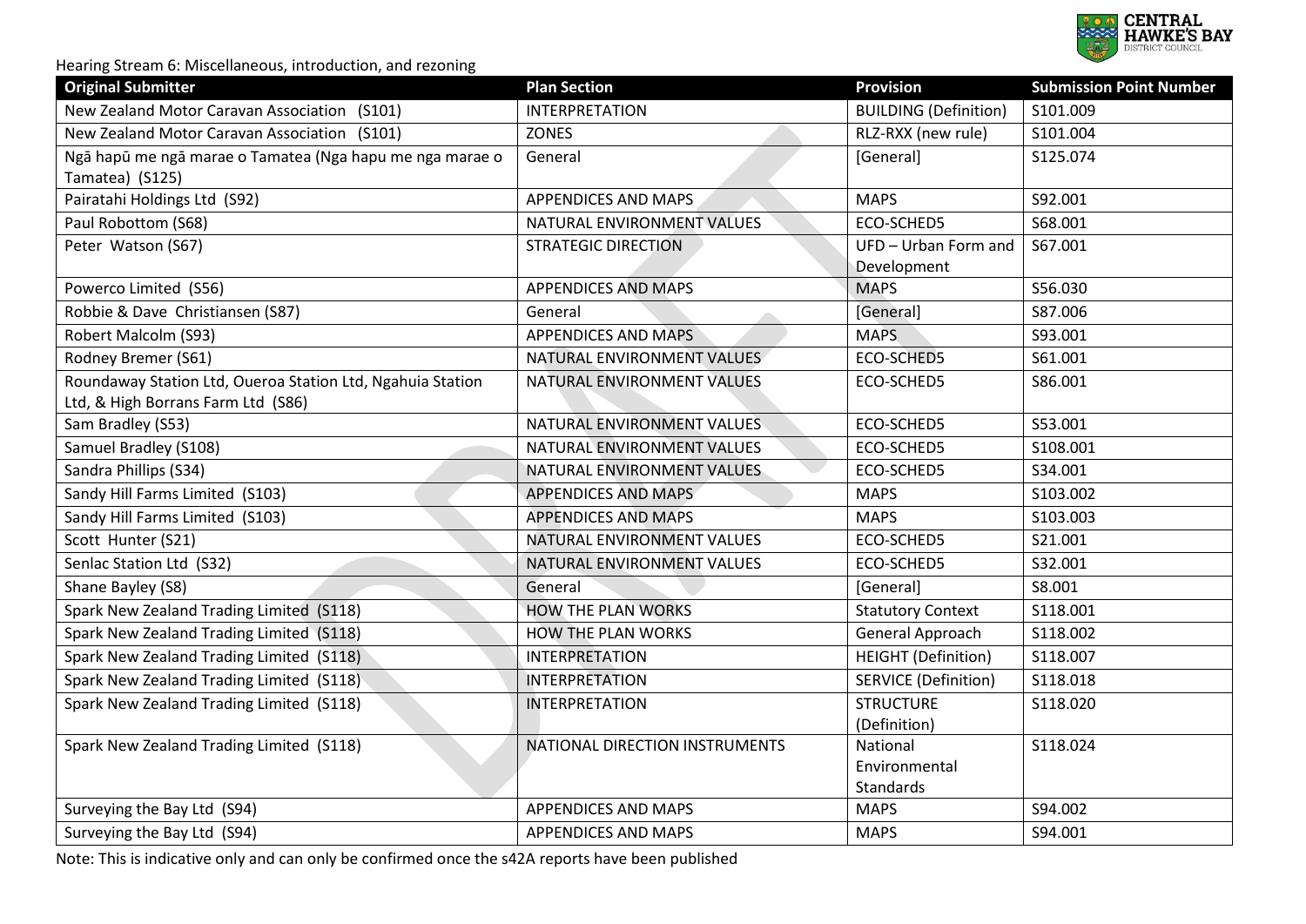Hearing Stream 6: Miscellaneous, introduction, and rezoning

| Original Submitter | Plan Section | Provision | Submission Point Number |
|---|---|---|---|
| New Zealand Motor Caravan Association (S101) | INTERPRETATION | BUILDING (Definition) | S101.009 |
| New Zealand Motor Caravan Association (S101) | ZONES | RLZ-RXX (new rule) | S101.004 |
| Ngā hapū me ngā marae o Tamatea (Nga hapu me nga marae o Tamatea) (S125) | General | [General] | S125.074 |
| Pairatahi Holdings Ltd (S92) | APPENDICES AND MAPS | MAPS | S92.001 |
| Paul Robottom (S68) | NATURAL ENVIRONMENT VALUES | ECO-SCHED5 | S68.001 |
| Peter Watson (S67) | STRATEGIC DIRECTION | UFD – Urban Form and Development | S67.001 |
| Powerco Limited (S56) | APPENDICES AND MAPS | MAPS | S56.030 |
| Robbie & Dave Christiansen (S87) | General | [General] | S87.006 |
| Robert Malcolm (S93) | APPENDICES AND MAPS | MAPS | S93.001 |
| Rodney Bremer (S61) | NATURAL ENVIRONMENT VALUES | ECO-SCHED5 | S61.001 |
| Roundaway Station Ltd, Oueroa Station Ltd, Ngahuia Station Ltd, & High Borrans Farm Ltd (S86) | NATURAL ENVIRONMENT VALUES | ECO-SCHED5 | S86.001 |
| Sam Bradley (S53) | NATURAL ENVIRONMENT VALUES | ECO-SCHED5 | S53.001 |
| Samuel Bradley (S108) | NATURAL ENVIRONMENT VALUES | ECO-SCHED5 | S108.001 |
| Sandra Phillips (S34) | NATURAL ENVIRONMENT VALUES | ECO-SCHED5 | S34.001 |
| Sandy Hill Farms Limited (S103) | APPENDICES AND MAPS | MAPS | S103.002 |
| Sandy Hill Farms Limited (S103) | APPENDICES AND MAPS | MAPS | S103.003 |
| Scott Hunter (S21) | NATURAL ENVIRONMENT VALUES | ECO-SCHED5 | S21.001 |
| Senlac Station Ltd (S32) | NATURAL ENVIRONMENT VALUES | ECO-SCHED5 | S32.001 |
| Shane Bayley (S8) | General | [General] | S8.001 |
| Spark New Zealand Trading Limited (S118) | HOW THE PLAN WORKS | Statutory Context | S118.001 |
| Spark New Zealand Trading Limited (S118) | HOW THE PLAN WORKS | General Approach | S118.002 |
| Spark New Zealand Trading Limited (S118) | INTERPRETATION | HEIGHT (Definition) | S118.007 |
| Spark New Zealand Trading Limited (S118) | INTERPRETATION | SERVICE (Definition) | S118.018 |
| Spark New Zealand Trading Limited (S118) | INTERPRETATION | STRUCTURE (Definition) | S118.020 |
| Spark New Zealand Trading Limited (S118) | NATIONAL DIRECTION INSTRUMENTS | National Environmental Standards | S118.024 |
| Surveying the Bay Ltd (S94) | APPENDICES AND MAPS | MAPS | S94.002 |
| Surveying the Bay Ltd (S94) | APPENDICES AND MAPS | MAPS | S94.001 |

Note: This is indicative only and can only be confirmed once the s42A reports have been published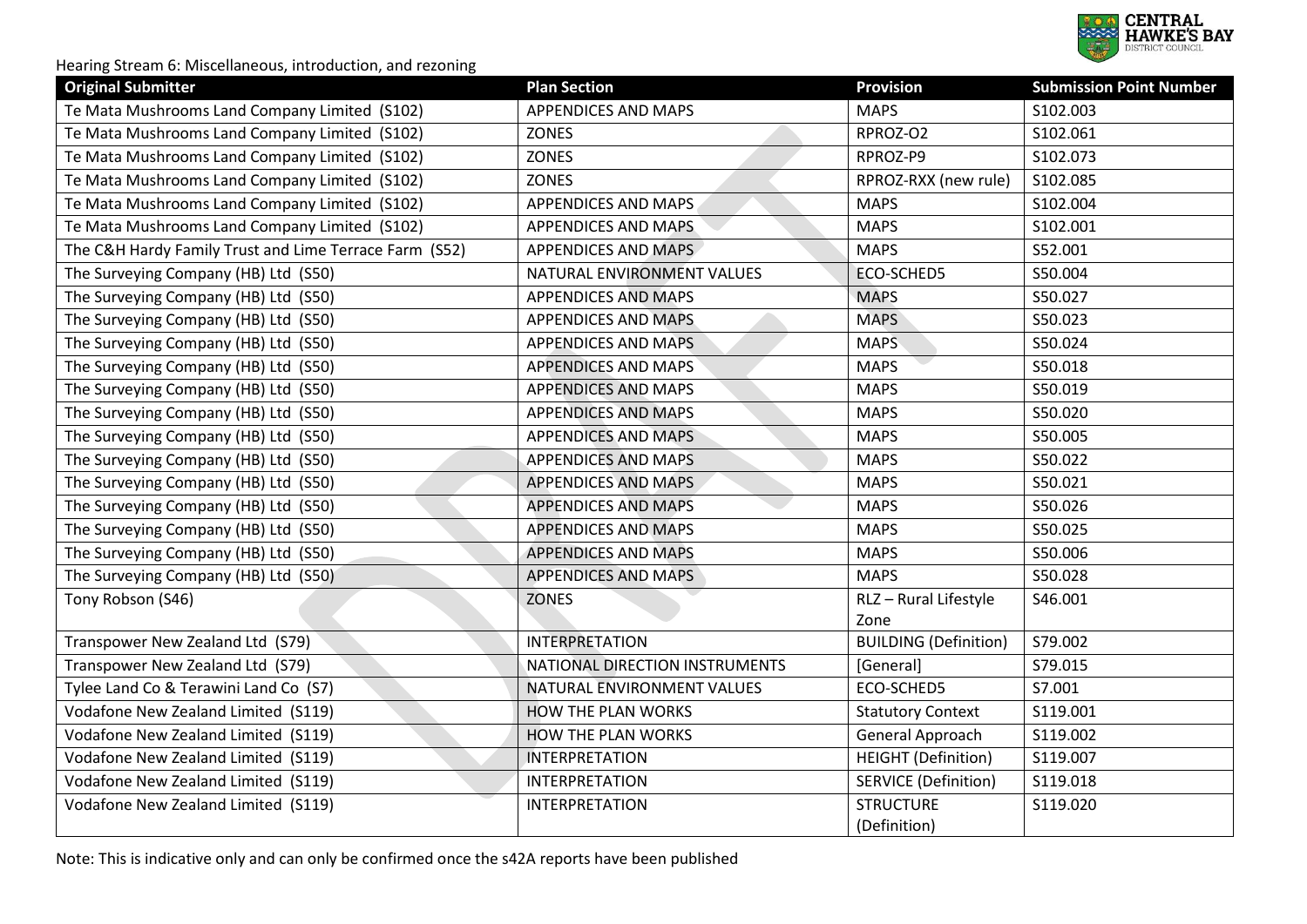Hearing Stream 6: Miscellaneous, introduction, and rezoning

| Original Submitter | Plan Section | Provision | Submission Point Number |
| --- | --- | --- | --- |
| Te Mata Mushrooms Land Company Limited (S102) | APPENDICES AND MAPS | MAPS | S102.003 |
| Te Mata Mushrooms Land Company Limited (S102) | ZONES | RPROZ-O2 | S102.061 |
| Te Mata Mushrooms Land Company Limited (S102) | ZONES | RPROZ-P9 | S102.073 |
| Te Mata Mushrooms Land Company Limited (S102) | ZONES | RPROZ-RXX (new rule) | S102.085 |
| Te Mata Mushrooms Land Company Limited (S102) | APPENDICES AND MAPS | MAPS | S102.004 |
| Te Mata Mushrooms Land Company Limited (S102) | APPENDICES AND MAPS | MAPS | S102.001 |
| The C&H Hardy Family Trust and Lime Terrace Farm (S52) | APPENDICES AND MAPS | MAPS | S52.001 |
| The Surveying Company (HB) Ltd (S50) | NATURAL ENVIRONMENT VALUES | ECO-SCHED5 | S50.004 |
| The Surveying Company (HB) Ltd (S50) | APPENDICES AND MAPS | MAPS | S50.027 |
| The Surveying Company (HB) Ltd (S50) | APPENDICES AND MAPS | MAPS | S50.023 |
| The Surveying Company (HB) Ltd (S50) | APPENDICES AND MAPS | MAPS | S50.024 |
| The Surveying Company (HB) Ltd (S50) | APPENDICES AND MAPS | MAPS | S50.018 |
| The Surveying Company (HB) Ltd (S50) | APPENDICES AND MAPS | MAPS | S50.019 |
| The Surveying Company (HB) Ltd (S50) | APPENDICES AND MAPS | MAPS | S50.020 |
| The Surveying Company (HB) Ltd (S50) | APPENDICES AND MAPS | MAPS | S50.005 |
| The Surveying Company (HB) Ltd (S50) | APPENDICES AND MAPS | MAPS | S50.022 |
| The Surveying Company (HB) Ltd (S50) | APPENDICES AND MAPS | MAPS | S50.021 |
| The Surveying Company (HB) Ltd (S50) | APPENDICES AND MAPS | MAPS | S50.026 |
| The Surveying Company (HB) Ltd (S50) | APPENDICES AND MAPS | MAPS | S50.025 |
| The Surveying Company (HB) Ltd (S50) | APPENDICES AND MAPS | MAPS | S50.006 |
| The Surveying Company (HB) Ltd (S50) | APPENDICES AND MAPS | MAPS | S50.028 |
| Tony Robson (S46) | ZONES | RLZ – Rural Lifestyle Zone | S46.001 |
| Transpower New Zealand Ltd (S79) | INTERPRETATION | BUILDING (Definition) | S79.002 |
| Transpower New Zealand Ltd (S79) | NATIONAL DIRECTION INSTRUMENTS | [General] | S79.015 |
| Tylee Land Co & Terawini Land Co (S7) | NATURAL ENVIRONMENT VALUES | ECO-SCHED5 | S7.001 |
| Vodafone New Zealand Limited (S119) | HOW THE PLAN WORKS | Statutory Context | S119.001 |
| Vodafone New Zealand Limited (S119) | HOW THE PLAN WORKS | General Approach | S119.002 |
| Vodafone New Zealand Limited (S119) | INTERPRETATION | HEIGHT (Definition) | S119.007 |
| Vodafone New Zealand Limited (S119) | INTERPRETATION | SERVICE (Definition) | S119.018 |
| Vodafone New Zealand Limited (S119) | INTERPRETATION | STRUCTURE (Definition) | S119.020 |

Note: This is indicative only and can only be confirmed once the s42A reports have been published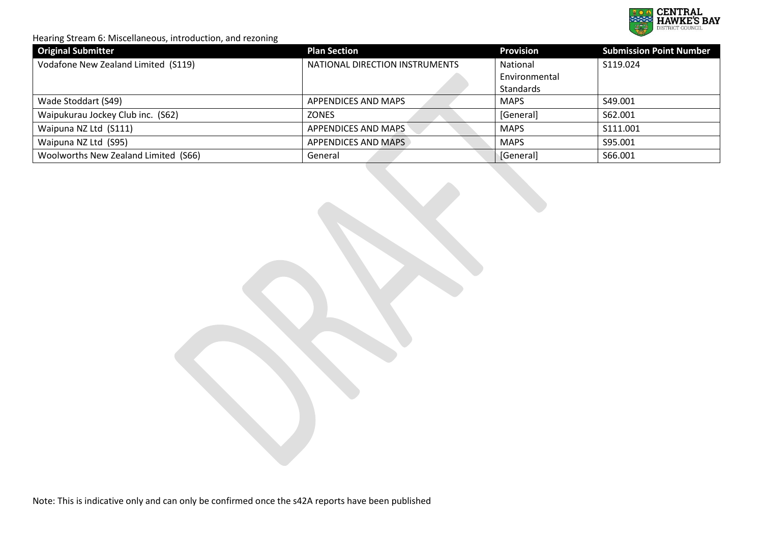Hearing Stream 6: Miscellaneous, introduction, and rezoning

| Original Submitter | Plan Section | Provision | Submission Point Number |
|---|---|---|---|
| Vodafone New Zealand Limited (S119) | NATIONAL DIRECTION INSTRUMENTS | National Environmental Standards | S119.024 |
| Wade Stoddart (S49) | APPENDICES AND MAPS | MAPS | S49.001 |
| Waipukurau Jockey Club inc. (S62) | ZONES | [General] | S62.001 |
| Waipuna NZ Ltd (S111) | APPENDICES AND MAPS | MAPS | S111.001 |
| Waipuna NZ Ltd (S95) | APPENDICES AND MAPS | MAPS | S95.001 |
| Woolworths New Zealand Limited (S66) | General | [General] | S66.001 |

Note: This is indicative only and can only be confirmed once the s42A reports have been published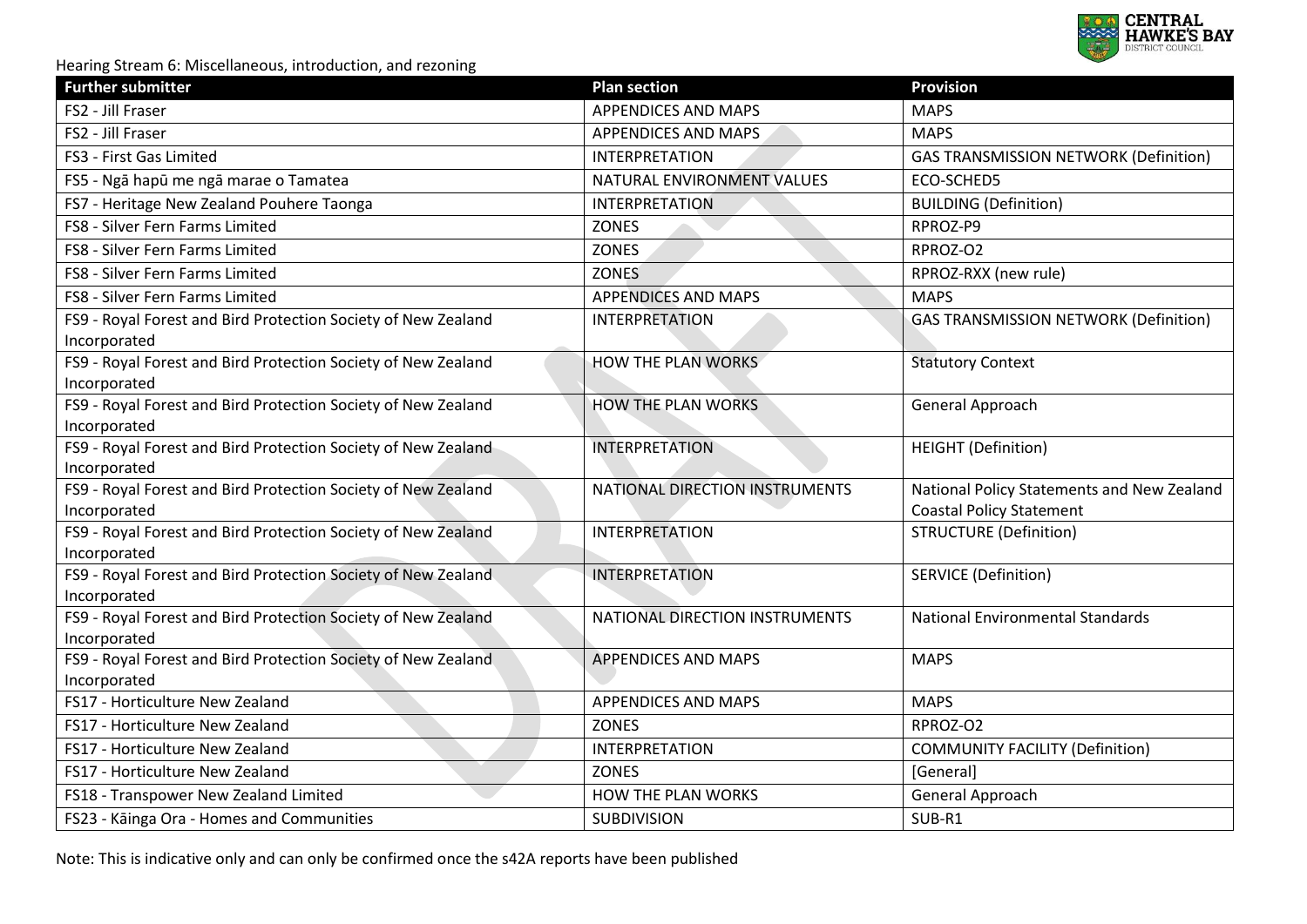Hearing Stream 6: Miscellaneous, introduction, and rezoning

| Further submitter | Plan section | Provision |
| --- | --- | --- |
| FS2 - Jill Fraser | APPENDICES AND MAPS | MAPS |
| FS2 - Jill Fraser | APPENDICES AND MAPS | MAPS |
| FS3 - First Gas Limited | INTERPRETATION | GAS TRANSMISSION NETWORK (Definition) |
| FS5 - Ngā hapū me ngā marae o Tamatea | NATURAL ENVIRONMENT VALUES | ECO-SCHED5 |
| FS7 - Heritage New Zealand Pouhere Taonga | INTERPRETATION | BUILDING (Definition) |
| FS8 - Silver Fern Farms Limited | ZONES | RPROZ-P9 |
| FS8 - Silver Fern Farms Limited | ZONES | RPROZ-O2 |
| FS8 - Silver Fern Farms Limited | ZONES | RPROZ-RXX (new rule) |
| FS8 - Silver Fern Farms Limited | APPENDICES AND MAPS | MAPS |
| FS9 - Royal Forest and Bird Protection Society of New Zealand Incorporated | INTERPRETATION | GAS TRANSMISSION NETWORK (Definition) |
| FS9 - Royal Forest and Bird Protection Society of New Zealand Incorporated | HOW THE PLAN WORKS | Statutory Context |
| FS9 - Royal Forest and Bird Protection Society of New Zealand Incorporated | HOW THE PLAN WORKS | General Approach |
| FS9 - Royal Forest and Bird Protection Society of New Zealand Incorporated | INTERPRETATION | HEIGHT (Definition) |
| FS9 - Royal Forest and Bird Protection Society of New Zealand Incorporated | NATIONAL DIRECTION INSTRUMENTS | National Policy Statements and New Zealand Coastal Policy Statement |
| FS9 - Royal Forest and Bird Protection Society of New Zealand Incorporated | INTERPRETATION | STRUCTURE (Definition) |
| FS9 - Royal Forest and Bird Protection Society of New Zealand Incorporated | INTERPRETATION | SERVICE (Definition) |
| FS9 - Royal Forest and Bird Protection Society of New Zealand Incorporated | NATIONAL DIRECTION INSTRUMENTS | National Environmental Standards |
| FS9 - Royal Forest and Bird Protection Society of New Zealand Incorporated | APPENDICES AND MAPS | MAPS |
| FS17 - Horticulture New Zealand | APPENDICES AND MAPS | MAPS |
| FS17 - Horticulture New Zealand | ZONES | RPROZ-O2 |
| FS17 - Horticulture New Zealand | INTERPRETATION | COMMUNITY FACILITY (Definition) |
| FS17 - Horticulture New Zealand | ZONES | [General] |
| FS18 - Transpower New Zealand Limited | HOW THE PLAN WORKS | General Approach |
| FS23 - Kāinga Ora - Homes and Communities | SUBDIVISION | SUB-R1 |

Note: This is indicative only and can only be confirmed once the s42A reports have been published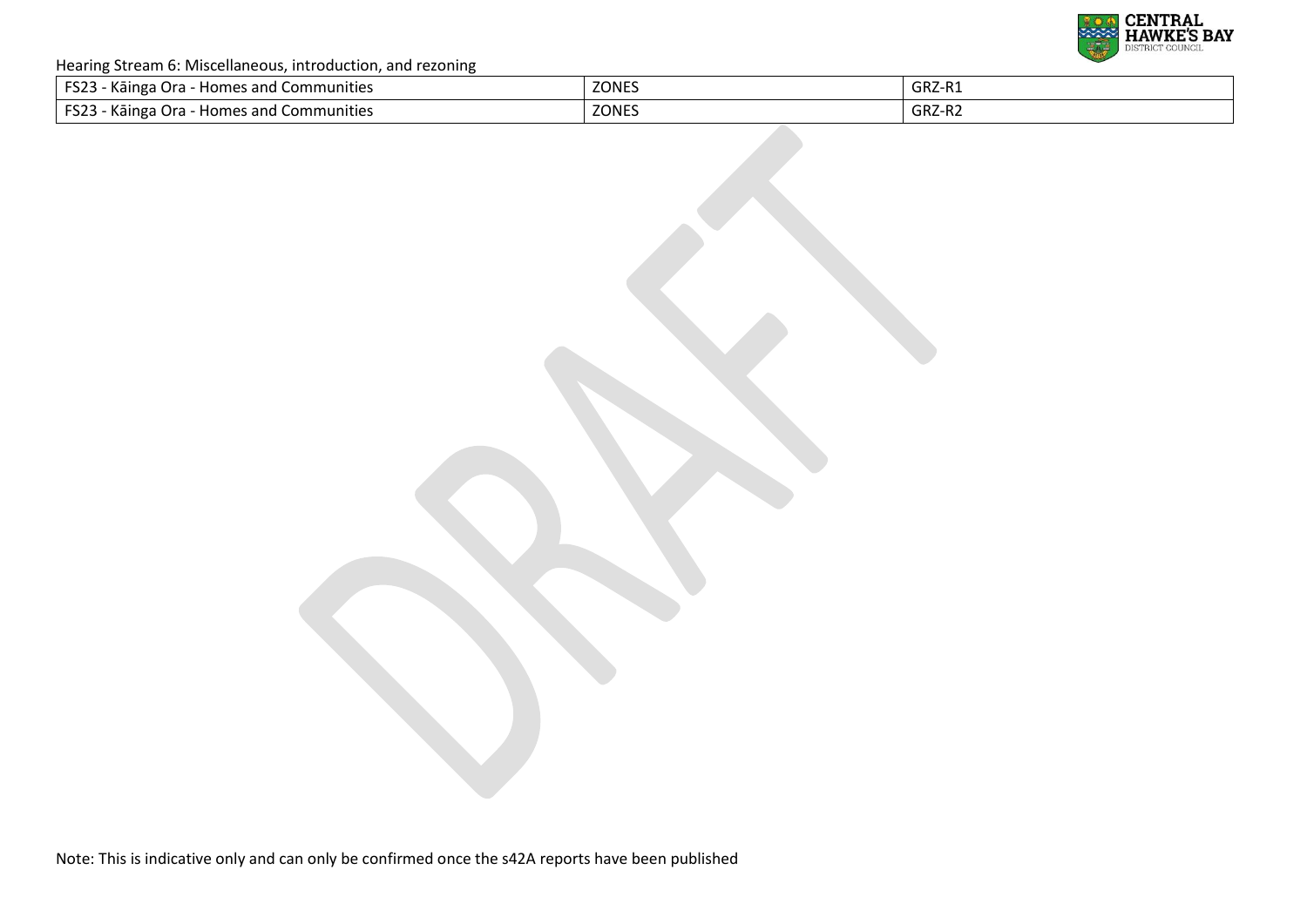| | | |
|---|---|---|
| FS23 - Kāinga Ora - Homes and Communities | ZONES | GRZ-R1 |
| FS23 - Kāinga Ora - Homes and Communities | ZONES | GRZ-R2 |

Note: This is indicative only and can only be confirmed once the s42A reports have been published